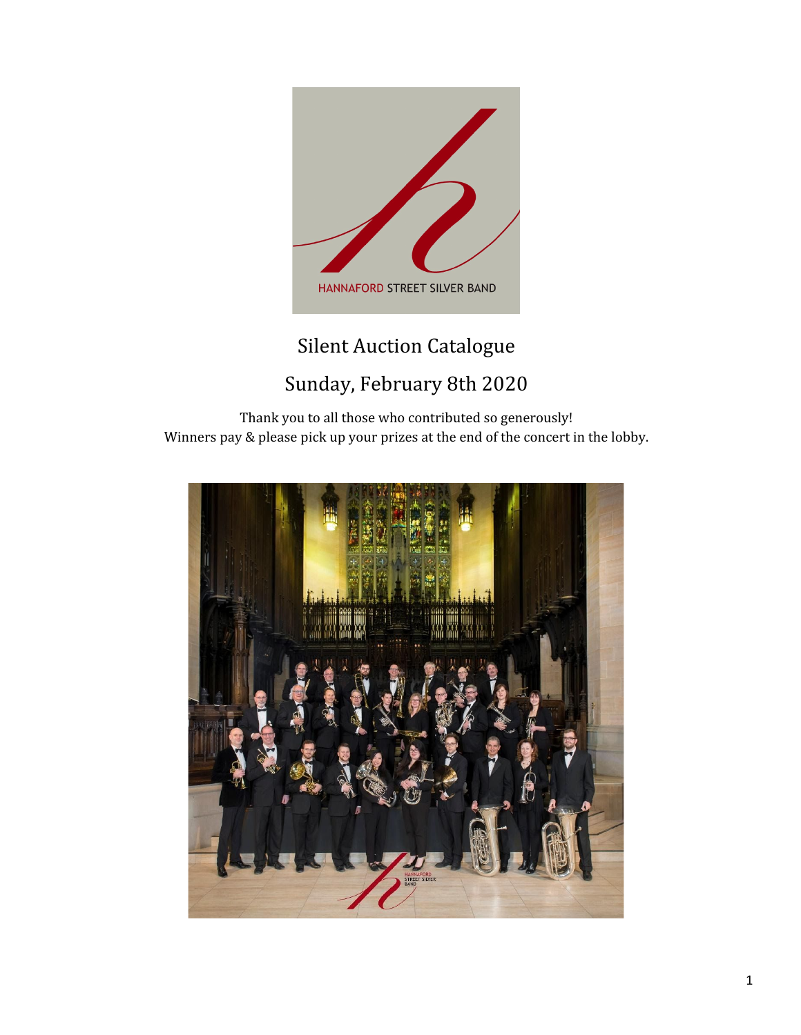HANNAFORD STREET SILVER BAND

# Silent Auction Catalogue

## Sunday, February 8th 2020

Thank you to all those who contributed so generously!
Winners pay & please pick up your prizes at the end of the concert in the lobby.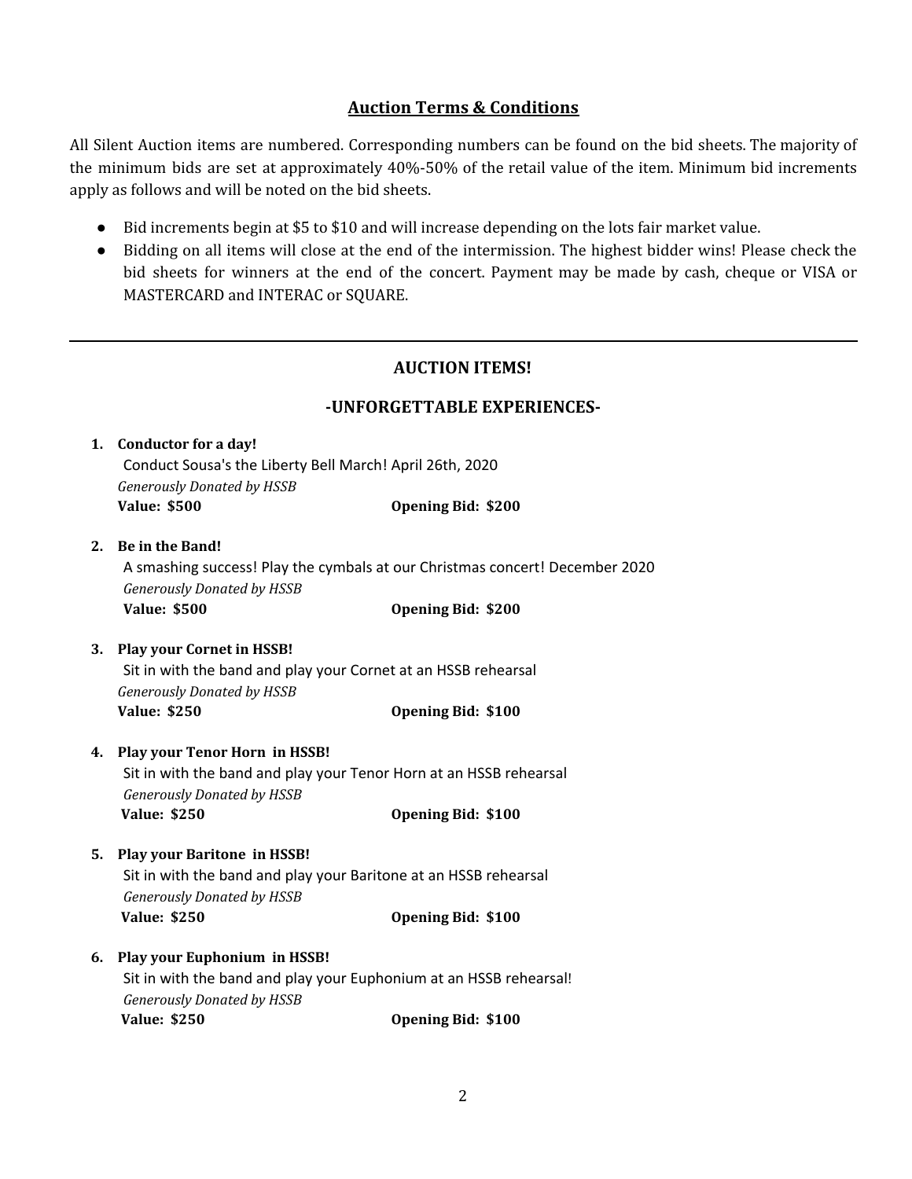## Auction Terms & Conditions

All Silent Auction items are numbered. Corresponding numbers can be found on the bid sheets. The majority of the minimum bids are set at approximately 40%-50% of the retail value of the item. Minimum bid increments apply as follows and will be noted on the bid sheets.

- Bid increments begin at $5 to $10 and will increase depending on the lots fair market value.
- Bidding on all items will close at the end of the intermission. The highest bidder wins! Please check the bid sheets for winners at the end of the concert. Payment may be made by cash, cheque or VISA or MASTERCARD and INTERAC or SQUARE.

---

## AUCTION ITEMS!

### -UNFORGETTABLE EXPERIENCES-

1. **Conductor for a day!**
   Conduct Sousa's the Liberty Bell March! April 26th, 2020
   *Generously Donated by HSSB*
   **Value: $500** **Opening Bid: $200**

2. **Be in the Band!**
   A smashing success! Play the cymbals at our Christmas concert! December 2020
   *Generously Donated by HSSB*
   **Value: $500** **Opening Bid: $200**

3. **Play your Cornet in HSSB!**
   Sit in with the band and play your Cornet at an HSSB rehearsal
   *Generously Donated by HSSB*
   **Value: $250** **Opening Bid: $100**

4. **Play your Tenor Horn in HSSB!**
   Sit in with the band and play your Tenor Horn at an HSSB rehearsal
   *Generously Donated by HSSB*
   **Value: $250** **Opening Bid: $100**

5. **Play your Baritone in HSSB!**
   Sit in with the band and play your Baritone at an HSSB rehearsal
   *Generously Donated by HSSB*
   **Value: $250** **Opening Bid: $100**

6. **Play your Euphonium in HSSB!**
   Sit in with the band and play your Euphonium at an HSSB rehearsal!
   *Generously Donated by HSSB*
   **Value: $250** **Opening Bid: $100**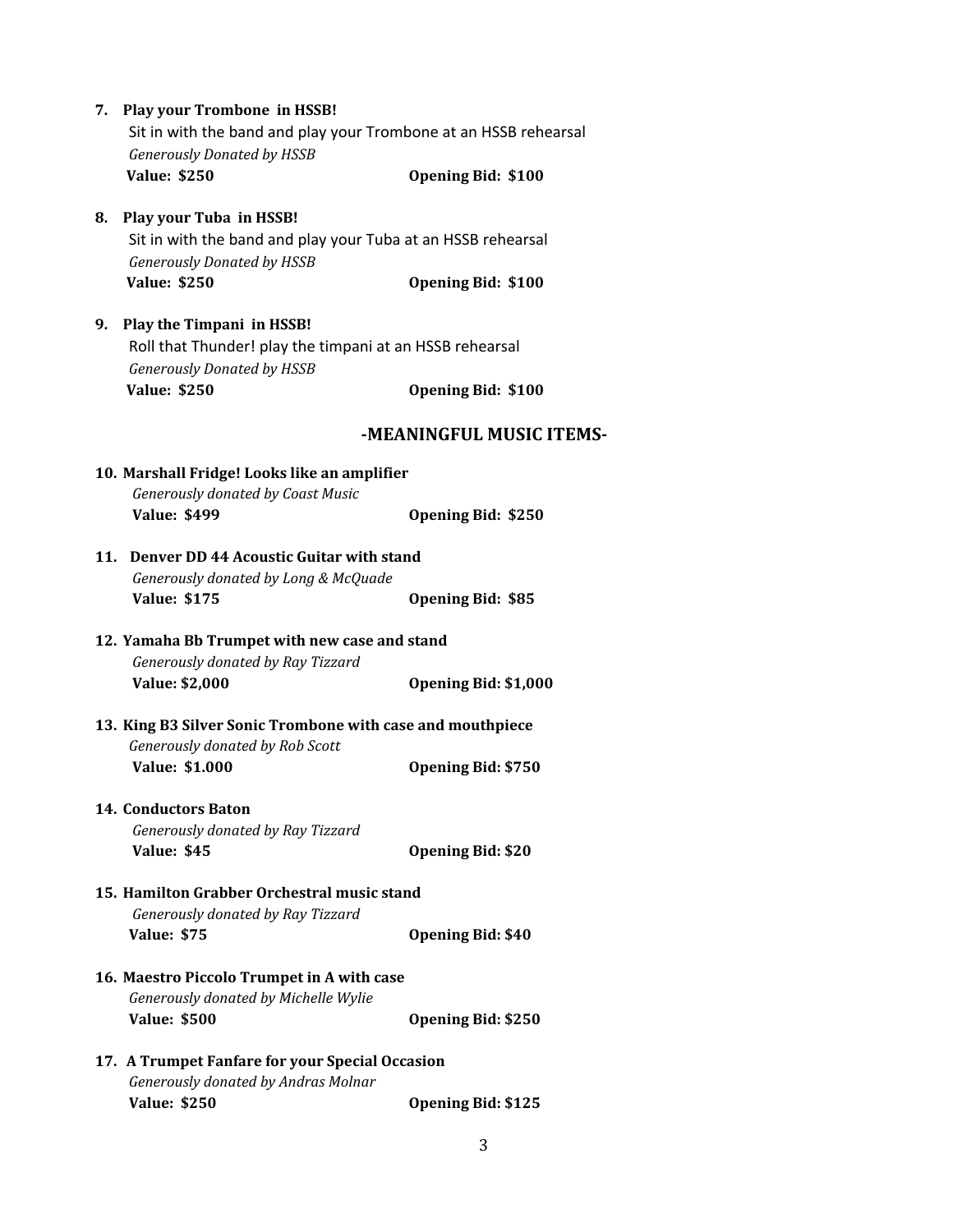7. **Play your Trombone in HSSB!**
   Sit in with the band and play your Trombone at an HSSB rehearsal
   *Generously Donated by HSSB*
   **Value: $250** **Opening Bid: $100**

8. **Play your Tuba in HSSB!**
   Sit in with the band and play your Tuba at an HSSB rehearsal
   *Generously Donated by HSSB*
   **Value: $250** **Opening Bid: $100**

9. **Play the Timpani in HSSB!**
   Roll that Thunder! play the timpani at an HSSB rehearsal
   *Generously Donated by HSSB*
   **Value: $250** **Opening Bid: $100**

## -MEANINGFUL MUSIC ITEMS-

10. **Marshall Fridge! Looks like an amplifier**
    *Generously donated by Coast Music*
    **Value: $499** **Opening Bid: $250**

11. **Denver DD 44 Acoustic Guitar with stand**
    *Generously donated by Long & McQuade*
    **Value: $175** **Opening Bid: $85**

12. **Yamaha Bb Trumpet with new case and stand**
    *Generously donated by Ray Tizzard*
    **Value: $2,000** **Opening Bid: $1,000**

13. **King B3 Silver Sonic Trombone with case and mouthpiece**
    *Generously donated by Rob Scott*
    **Value: $1.000** **Opening Bid: $750**

14. **Conductors Baton**
    *Generously donated by Ray Tizzard*
    **Value: $45** **Opening Bid: $20**

15. **Hamilton Grabber Orchestral music stand**
    *Generously donated by Ray Tizzard*
    **Value: $75** **Opening Bid: $40**

16. **Maestro Piccolo Trumpet in A with case**
    *Generously donated by Michelle Wylie*
    **Value: $500** **Opening Bid: $250**

17. **A Trumpet Fanfare for your Special Occasion**
    *Generously donated by Andras Molnar*
    **Value: $250** **Opening Bid: $125**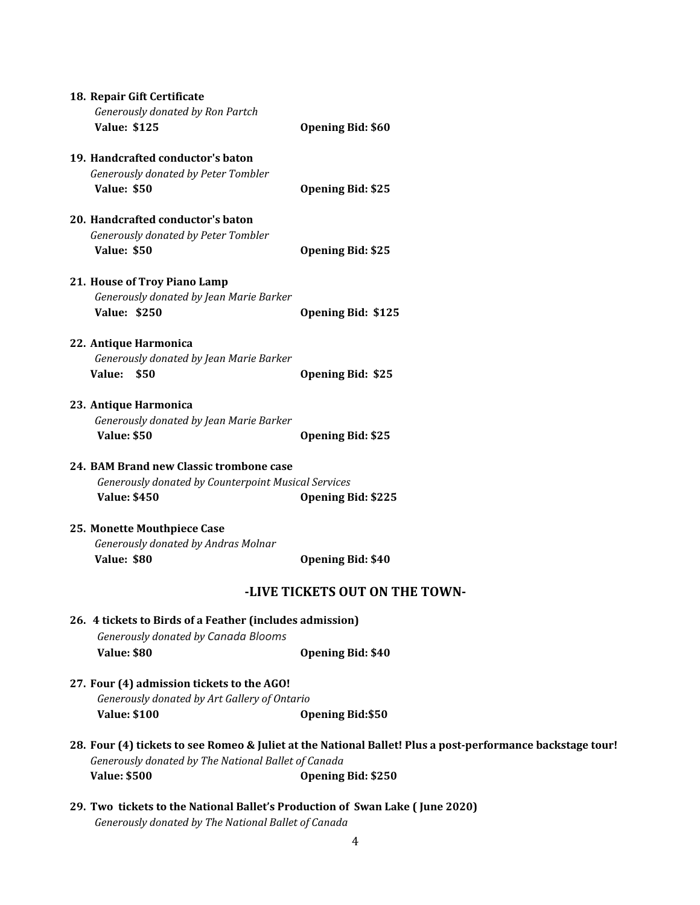**18. Repair Gift Certificate**

*Generously donated by Ron Partch*

**Value: $125** **Opening Bid: $60**

**19. Handcrafted conductor's baton**

*Generously donated by Peter Tombler*

**Value: $50** **Opening Bid: $25**

**20. Handcrafted conductor's baton**

*Generously donated by Peter Tombler*

**Value: $50** **Opening Bid: $25**

**21. House of Troy Piano Lamp**

*Generously donated by Jean Marie Barker*

**Value: $250** **Opening Bid: $125**

**22. Antique Harmonica**

*Generously donated by Jean Marie Barker*

**Value: $50** **Opening Bid: $25**

**23. Antique Harmonica**

*Generously donated by Jean Marie Barker*

**Value: $50** **Opening Bid: $25**

**24. BAM Brand new Classic trombone case**

*Generously donated by Counterpoint Musical Services*

**Value: $450** **Opening Bid: $225**

**25. Monette Mouthpiece Case**

*Generously donated by Andras Molnar*

**Value: $80** **Opening Bid: $40**

## -LIVE TICKETS OUT ON THE TOWN-

**26. 4 tickets to Birds of a Feather (includes admission)**

*Generously donated by Canada Blooms*

**Value: $80** **Opening Bid: $40**

**27. Four (4) admission tickets to the AGO!**

*Generously donated by Art Gallery of Ontario*

**Value: $100** **Opening Bid:$50**

**28. Four (4) tickets to see Romeo & Juliet at the National Ballet! Plus a post-performance backstage tour!**

*Generously donated by The National Ballet of Canada*

**Value: $500** **Opening Bid: $250**

**29. Two tickets to the National Ballet's Production of Swan Lake ( June 2020)**

*Generously donated by The National Ballet of Canada*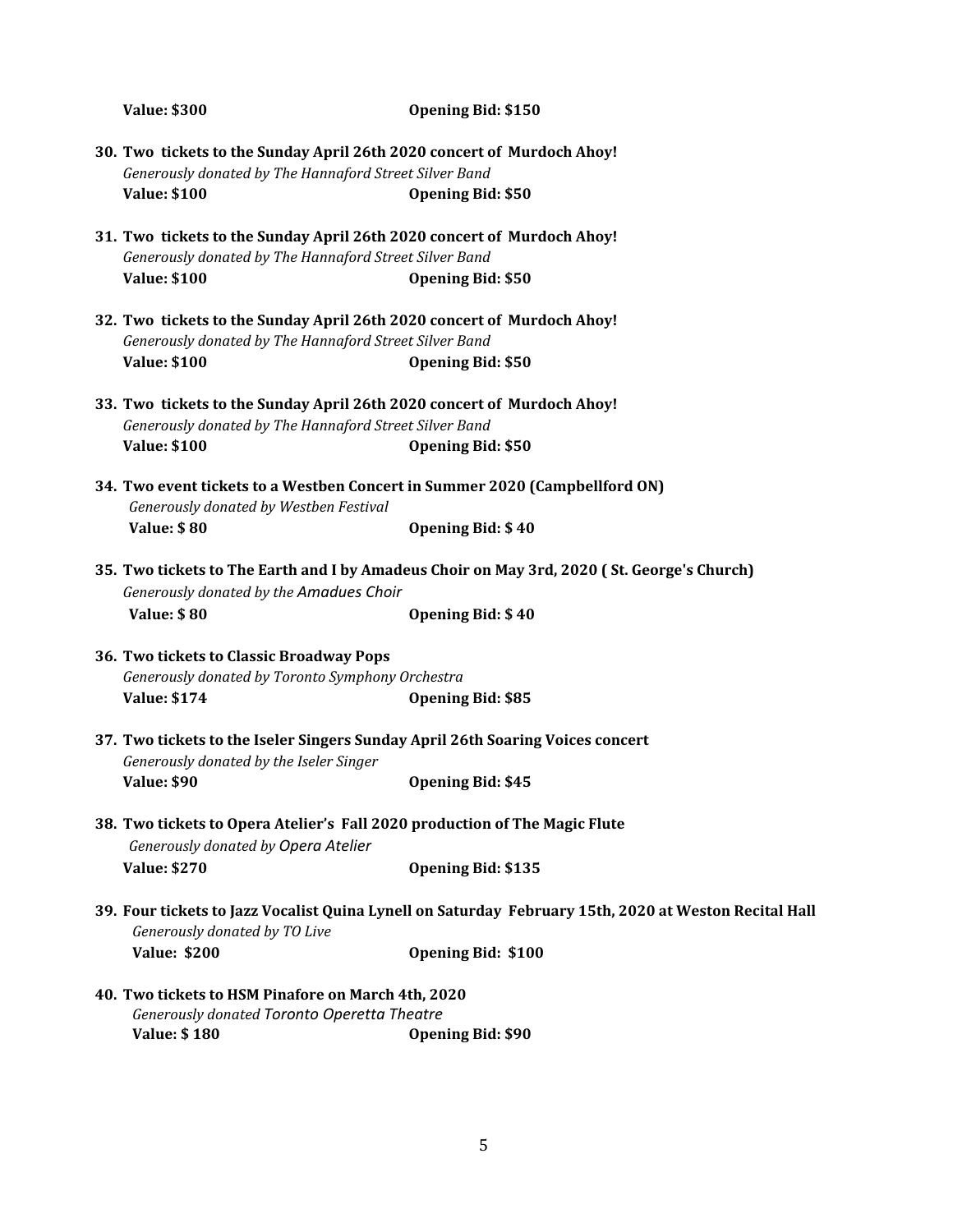**Value: $300** **Opening Bid: $150**

30. **Two tickets to the Sunday April 26th 2020 concert of Murdoch Ahoy!**
    *Generously donated by The Hannaford Street Silver Band*
    **Value: $100** **Opening Bid: $50**

31. **Two tickets to the Sunday April 26th 2020 concert of Murdoch Ahoy!**
    *Generously donated by The Hannaford Street Silver Band*
    **Value: $100** **Opening Bid: $50**

32. **Two tickets to the Sunday April 26th 2020 concert of Murdoch Ahoy!**
    *Generously donated by The Hannaford Street Silver Band*
    **Value: $100** **Opening Bid: $50**

33. **Two tickets to the Sunday April 26th 2020 concert of Murdoch Ahoy!**
    *Generously donated by The Hannaford Street Silver Band*
    **Value: $100** **Opening Bid: $50**

34. **Two event tickets to a Westben Concert in Summer 2020 (Campbellford ON)**
    *Generously donated by Westben Festival*
    **Value: $ 80** **Opening Bid: $ 40**

35. **Two tickets to The Earth and I by Amadeus Choir on May 3rd, 2020 ( St. George's Church)**
    *Generously donated by the Amadues Choir*
    **Value: $ 80** **Opening Bid: $ 40**

36. **Two tickets to Classic Broadway Pops**
    *Generously donated by Toronto Symphony Orchestra*
    **Value: $174** **Opening Bid: $85**

37. **Two tickets to the Iseler Singers Sunday April 26th Soaring Voices concert**
    *Generously donated by the Iseler Singer*
    **Value: $90** **Opening Bid: $45**

38. **Two tickets to Opera Atelier's Fall 2020 production of The Magic Flute**
    *Generously donated by Opera Atelier*
    **Value: $270** **Opening Bid: $135**

39. **Four tickets to Jazz Vocalist Quina Lynell on Saturday February 15th, 2020 at Weston Recital Hall**
    *Generously donated by TO Live*
    **Value: $200** **Opening Bid: $100**

40. **Two tickets to HSM Pinafore on March 4th, 2020**
    *Generously donated Toronto Operetta Theatre*
    **Value: $ 180** **Opening Bid: $90**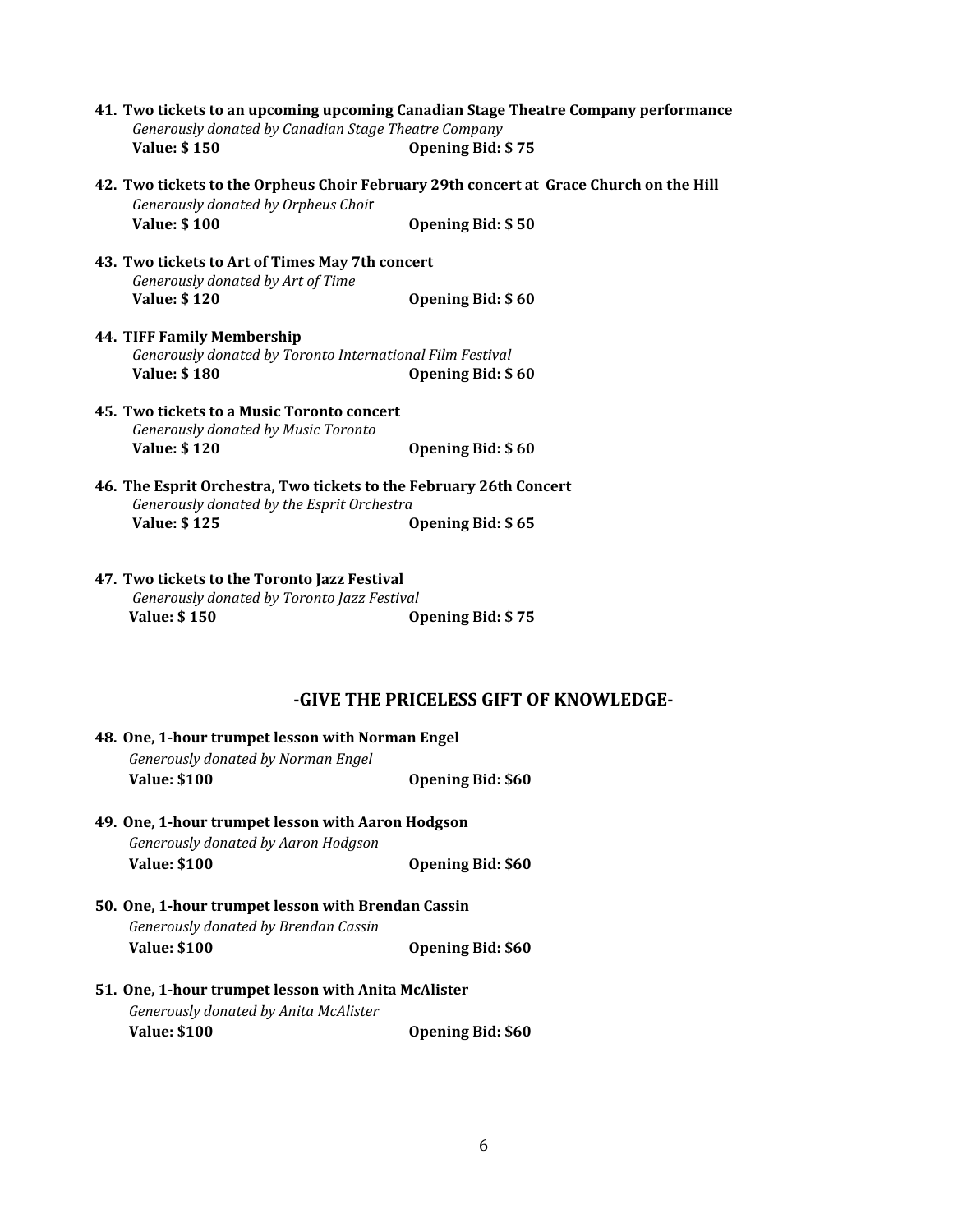41. **Two tickets to an upcoming upcoming Canadian Stage Theatre Company performance**
    *Generously donated by Canadian Stage Theatre Company*
    **Value: $ 150** **Opening Bid: $ 75**

42. **Two tickets to the Orpheus Choir February 29th concert at Grace Church on the Hill**
    *Generously donated by Orpheus Choir*
    **Value: $ 100** **Opening Bid: $ 50**

43. **Two tickets to Art of Times May 7th concert**
    *Generously donated by Art of Time*
    **Value: $ 120** **Opening Bid: $ 60**

44. **TIFF Family Membership**
    *Generously donated by Toronto International Film Festival*
    **Value: $ 180** **Opening Bid: $ 60**

45. **Two tickets to a Music Toronto concert**
    *Generously donated by Music Toronto*
    **Value: $ 120** **Opening Bid: $ 60**

46. **The Esprit Orchestra, Two tickets to the February 26th Concert**
    *Generously donated by the Esprit Orchestra*
    **Value: $ 125** **Opening Bid: $ 65**

47. **Two tickets to the Toronto Jazz Festival**
    *Generously donated by Toronto Jazz Festival*
    **Value: $ 150** **Opening Bid: $ 75**

## -GIVE THE PRICELESS GIFT OF KNOWLEDGE-

48. **One, 1-hour trumpet lesson with Norman Engel**
    *Generously donated by Norman Engel*
    **Value: $100** **Opening Bid: $60**

49. **One, 1-hour trumpet lesson with Aaron Hodgson**
    *Generously donated by Aaron Hodgson*
    **Value: $100** **Opening Bid: $60**

50. **One, 1-hour trumpet lesson with Brendan Cassin**
    *Generously donated by Brendan Cassin*
    **Value: $100** **Opening Bid: $60**

51. **One, 1-hour trumpet lesson with Anita McAlister**
    *Generously donated by Anita McAlister*
    **Value: $100** **Opening Bid: $60**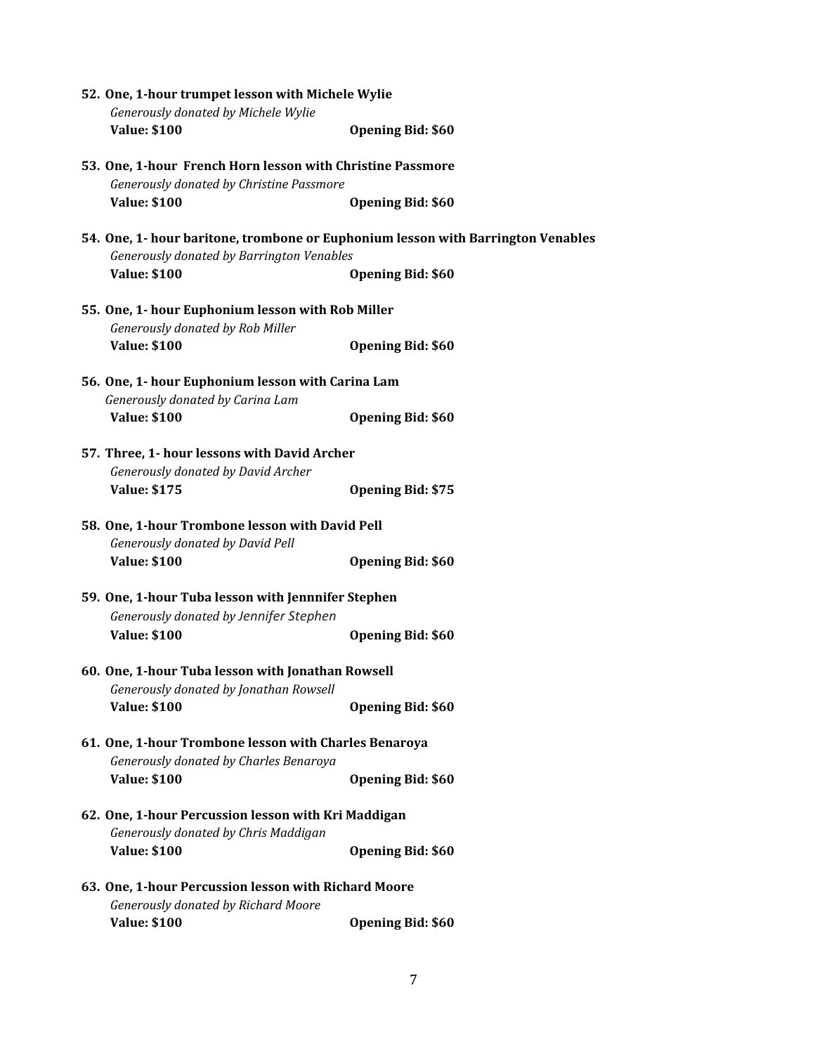52. **One, 1-hour trumpet lesson with Michele Wylie**
    *Generously donated by Michele Wylie*
    **Value: $100** **Opening Bid: $60**

53. **One, 1-hour French Horn lesson with Christine Passmore**
    *Generously donated by Christine Passmore*
    **Value: $100** **Opening Bid: $60**

54. **One, 1- hour baritone, trombone or Euphonium lesson with Barrington Venables**
    *Generously donated by Barrington Venables*
    **Value: $100** **Opening Bid: $60**

55. **One, 1- hour Euphonium lesson with Rob Miller**
    *Generously donated by Rob Miller*
    **Value: $100** **Opening Bid: $60**

56. **One, 1- hour Euphonium lesson with Carina Lam**
    *Generously donated by Carina Lam*
    **Value: $100** **Opening Bid: $60**

57. **Three, 1- hour lessons with David Archer**
    *Generously donated by David Archer*
    **Value: $175** **Opening Bid: $75**

58. **One, 1-hour Trombone lesson with David Pell**
    *Generously donated by David Pell*
    **Value: $100** **Opening Bid: $60**

59. **One, 1-hour Tuba lesson with Jennnifer Stephen**
    *Generously donated by Jennifer Stephen*
    **Value: $100** **Opening Bid: $60**

60. **One, 1-hour Tuba lesson with Jonathan Rowsell**
    *Generously donated by Jonathan Rowsell*
    **Value: $100** **Opening Bid: $60**

61. **One, 1-hour Trombone lesson with Charles Benaroya**
    *Generously donated by Charles Benaroya*
    **Value: $100** **Opening Bid: $60**

62. **One, 1-hour Percussion lesson with Kri Maddigan**
    *Generously donated by Chris Maddigan*
    **Value: $100** **Opening Bid: $60**

63. **One, 1-hour Percussion lesson with Richard Moore**
    *Generously donated by Richard Moore*
    **Value: $100** **Opening Bid: $60**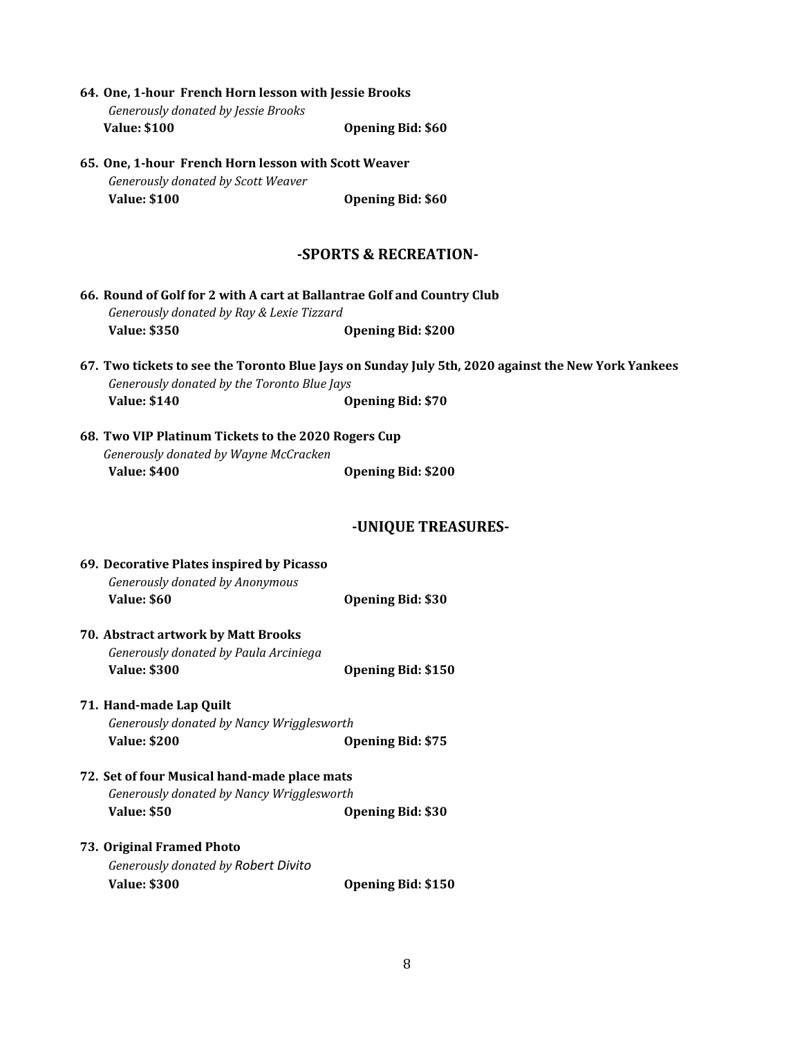**64. One, 1-hour French Horn lesson with Jessie Brooks**

*Generously donated by Jessie Brooks*

**Value: $100** **Opening Bid: $60**

**65. One, 1-hour French Horn lesson with Scott Weaver**

*Generously donated by Scott Weaver*

**Value: $100** **Opening Bid: $60**

## -SPORTS & RECREATION-

**66. Round of Golf for 2 with A cart at Ballantrae Golf and Country Club**

*Generously donated by Ray & Lexie Tizzard*

**Value: $350** **Opening Bid: $200**

**67. Two tickets to see the Toronto Blue Jays on Sunday July 5th, 2020 against the New York Yankees**

*Generously donated by the Toronto Blue Jays*

**Value: $140** **Opening Bid: $70**

**68. Two VIP Platinum Tickets to the 2020 Rogers Cup**

*Generously donated by Wayne McCracken*

**Value: $400** **Opening Bid: $200**

## -UNIQUE TREASURES-

**69. Decorative Plates inspired by Picasso**

*Generously donated by Anonymous*

**Value: $60** **Opening Bid: $30**

**70. Abstract artwork by Matt Brooks**

*Generously donated by Paula Arciniega*

**Value: $300** **Opening Bid: $150**

**71. Hand-made Lap Quilt**

*Generously donated by Nancy Wrigglesworth*

**Value: $200** **Opening Bid: $75**

**72. Set of four Musical hand-made place mats**

*Generously donated by Nancy Wrigglesworth*

**Value: $50** **Opening Bid: $30**

**73. Original Framed Photo**

*Generously donated by Robert Divito*

**Value: $300** **Opening Bid: $150**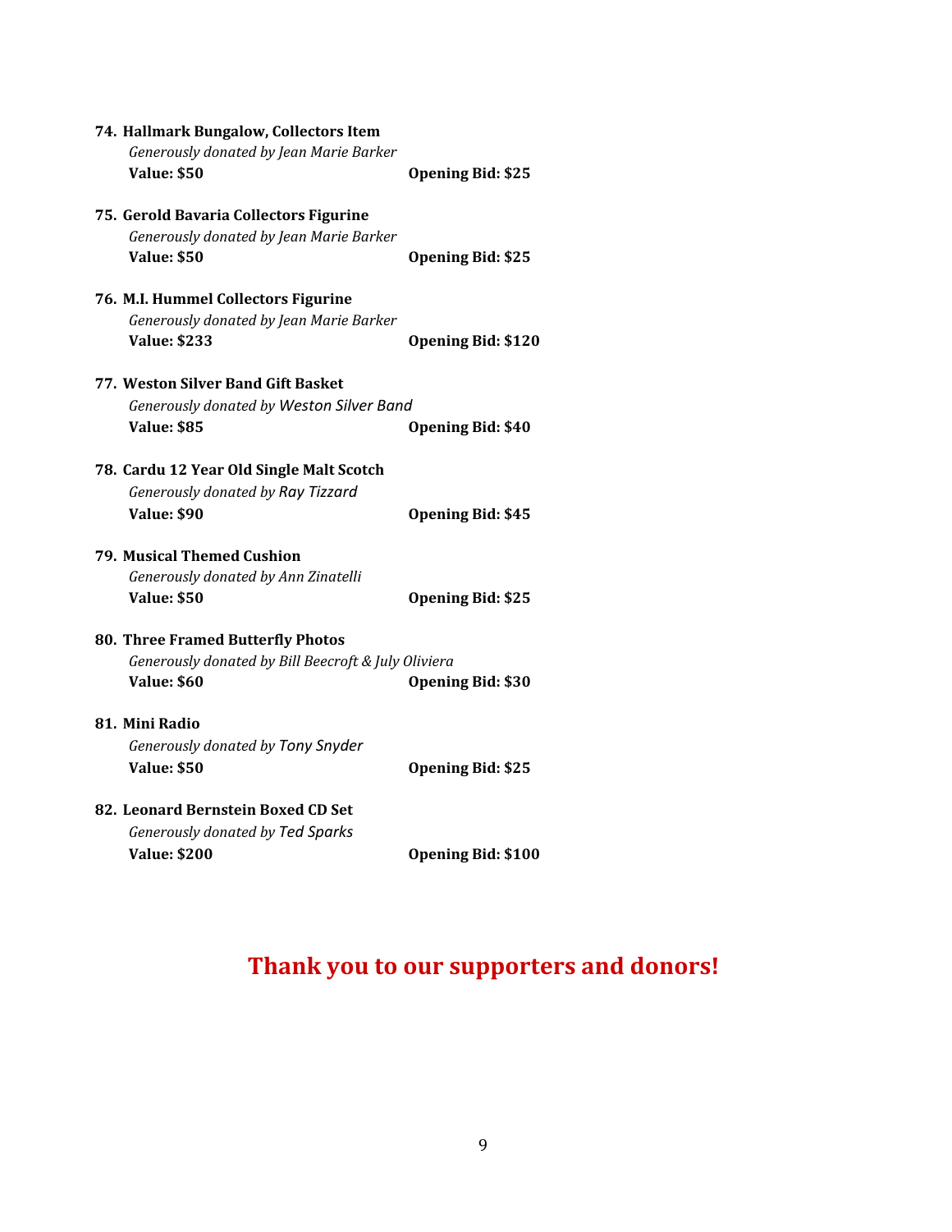**74. Hallmark Bungalow, Collectors Item**
*Generously donated by Jean Marie Barker*
**Value: $50** **Opening Bid: $25**

**75. Gerold Bavaria Collectors Figurine**
*Generously donated by Jean Marie Barker*
**Value: $50** **Opening Bid: $25**

**76. M.I. Hummel Collectors Figurine**
*Generously donated by Jean Marie Barker*
**Value: $233** **Opening Bid: $120**

**77. Weston Silver Band Gift Basket**
*Generously donated by Weston Silver Band*
**Value: $85** **Opening Bid: $40**

**78. Cardu 12 Year Old Single Malt Scotch**
*Generously donated by Ray Tizzard*
**Value: $90** **Opening Bid: $45**

**79. Musical Themed Cushion**
*Generously donated by Ann Zinatelli*
**Value: $50** **Opening Bid: $25**

**80. Three Framed Butterfly Photos**
*Generously donated by Bill Beecroft & July Oliviera*
**Value: $60** **Opening Bid: $30**

**81. Mini Radio**
*Generously donated by Tony Snyder*
**Value: $50** **Opening Bid: $25**

**82. Leonard Bernstein Boxed CD Set**
*Generously donated by Ted Sparks*
**Value: $200** **Opening Bid: $100**

## Thank you to our supporters and donors!